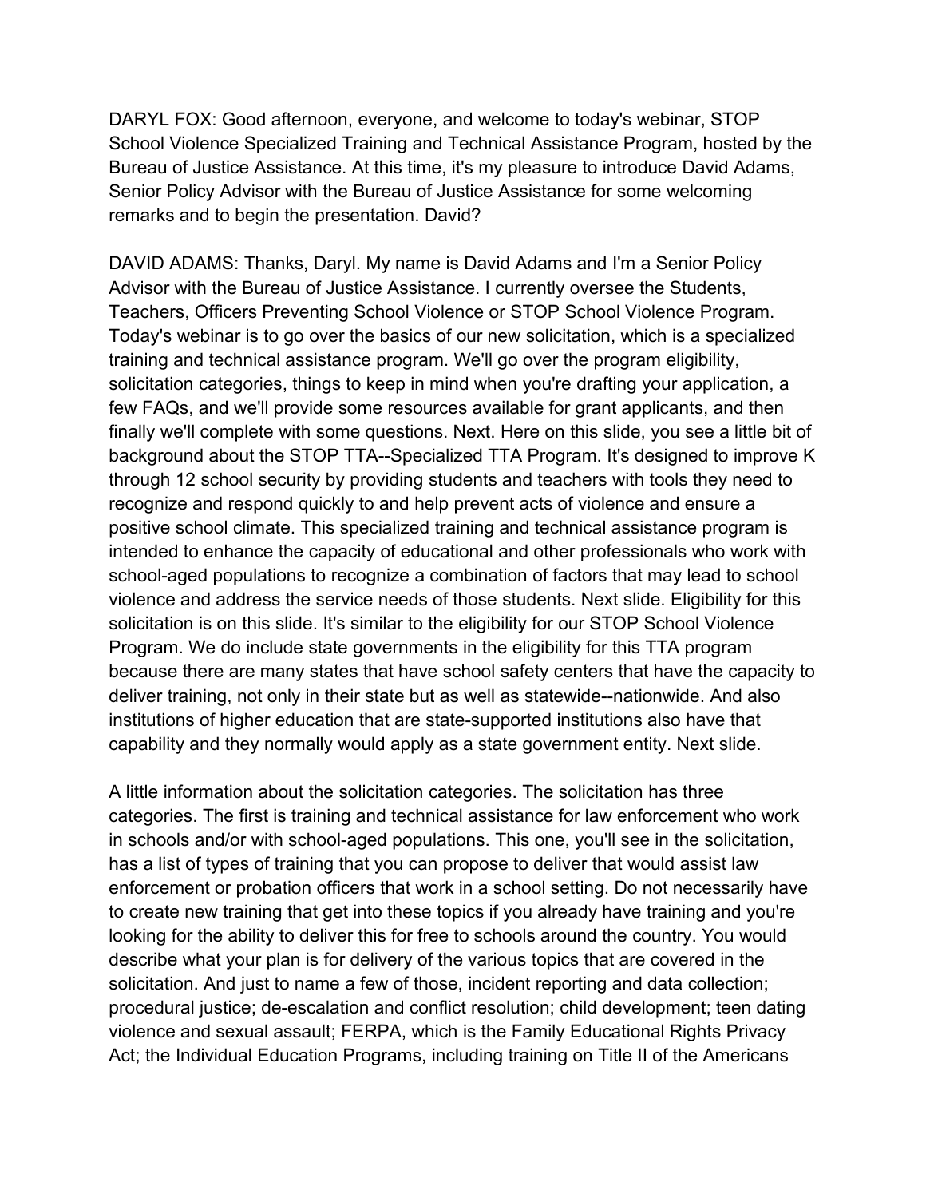DARYL FOX: Good afternoon, everyone, and welcome to today's webinar, STOP School Violence Specialized Training and Technical Assistance Program, hosted by the Bureau of Justice Assistance. At this time, it's my pleasure to introduce David Adams, Senior Policy Advisor with the Bureau of Justice Assistance for some welcoming remarks and to begin the presentation. David?

DAVID ADAMS: Thanks, Daryl. My name is David Adams and I'm a Senior Policy Advisor with the Bureau of Justice Assistance. I currently oversee the Students, Teachers, Officers Preventing School Violence or STOP School Violence Program. Today's webinar is to go over the basics of our new solicitation, which is a specialized training and technical assistance program. We'll go over the program eligibility, solicitation categories, things to keep in mind when you're drafting your application, a few FAQs, and we'll provide some resources available for grant applicants, and then finally we'll complete with some questions. Next. Here on this slide, you see a little bit of background about the STOP TTA--Specialized TTA Program. It's designed to improve K through 12 school security by providing students and teachers with tools they need to recognize and respond quickly to and help prevent acts of violence and ensure a positive school climate. This specialized training and technical assistance program is intended to enhance the capacity of educational and other professionals who work with school-aged populations to recognize a combination of factors that may lead to school violence and address the service needs of those students. Next slide. Eligibility for this solicitation is on this slide. It's similar to the eligibility for our STOP School Violence Program. We do include state governments in the eligibility for this TTA program because there are many states that have school safety centers that have the capacity to deliver training, not only in their state but as well as statewide--nationwide. And also institutions of higher education that are state-supported institutions also have that capability and they normally would apply as a state government entity. Next slide.

A little information about the solicitation categories. The solicitation has three categories. The first is training and technical assistance for law enforcement who work in schools and/or with school-aged populations. This one, you'll see in the solicitation, has a list of types of training that you can propose to deliver that would assist law enforcement or probation officers that work in a school setting. Do not necessarily have to create new training that get into these topics if you already have training and you're looking for the ability to deliver this for free to schools around the country. You would describe what your plan is for delivery of the various topics that are covered in the solicitation. And just to name a few of those, incident reporting and data collection; procedural justice; de-escalation and conflict resolution; child development; teen dating violence and sexual assault; FERPA, which is the Family Educational Rights Privacy Act; the Individual Education Programs, including training on Title II of the Americans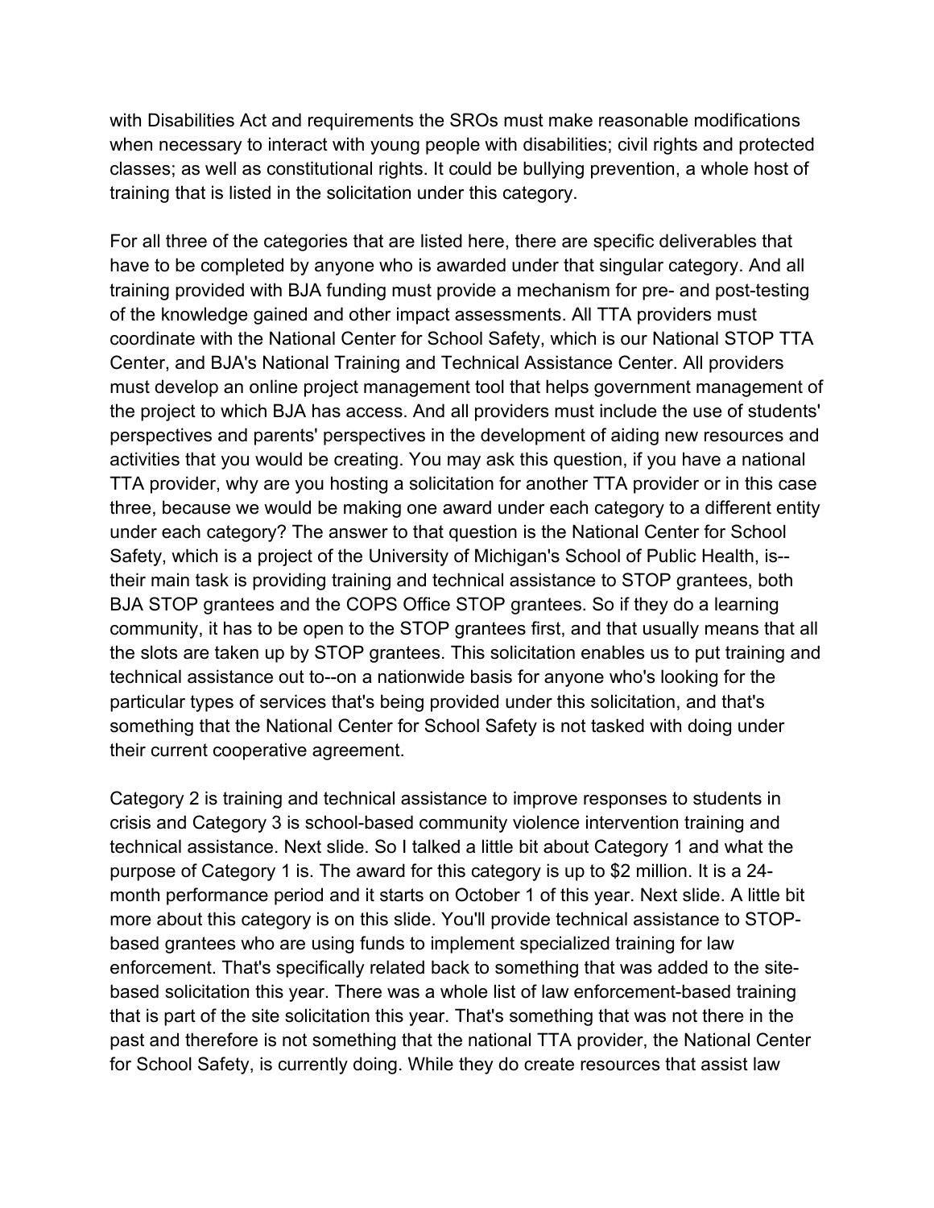with Disabilities Act and requirements the SROs must make reasonable modifications when necessary to interact with young people with disabilities; civil rights and protected classes; as well as constitutional rights. It could be bullying prevention, a whole host of training that is listed in the solicitation under this category.

For all three of the categories that are listed here, there are specific deliverables that have to be completed by anyone who is awarded under that singular category. And all training provided with BJA funding must provide a mechanism for pre- and post-testing of the knowledge gained and other impact assessments. All TTA providers must coordinate with the National Center for School Safety, which is our National STOP TTA Center, and BJA's National Training and Technical Assistance Center. All providers must develop an online project management tool that helps government management of the project to which BJA has access. And all providers must include the use of students' perspectives and parents' perspectives in the development of aiding new resources and activities that you would be creating. You may ask this question, if you have a national TTA provider, why are you hosting a solicitation for another TTA provider or in this case three, because we would be making one award under each category to a different entity under each category? The answer to that question is the National Center for School Safety, which is a project of the University of Michigan's School of Public Health, is--their main task is providing training and technical assistance to STOP grantees, both BJA STOP grantees and the COPS Office STOP grantees. So if they do a learning community, it has to be open to the STOP grantees first, and that usually means that all the slots are taken up by STOP grantees. This solicitation enables us to put training and technical assistance out to--on a nationwide basis for anyone who's looking for the particular types of services that's being provided under this solicitation, and that's something that the National Center for School Safety is not tasked with doing under their current cooperative agreement.

Category 2 is training and technical assistance to improve responses to students in crisis and Category 3 is school-based community violence intervention training and technical assistance. Next slide. So I talked a little bit about Category 1 and what the purpose of Category 1 is. The award for this category is up to $2 million. It is a 24-month performance period and it starts on October 1 of this year. Next slide. A little bit more about this category is on this slide. You'll provide technical assistance to STOP-based grantees who are using funds to implement specialized training for law enforcement. That's specifically related back to something that was added to the site-based solicitation this year. There was a whole list of law enforcement-based training that is part of the site solicitation this year. That's something that was not there in the past and therefore is not something that the national TTA provider, the National Center for School Safety, is currently doing. While they do create resources that assist law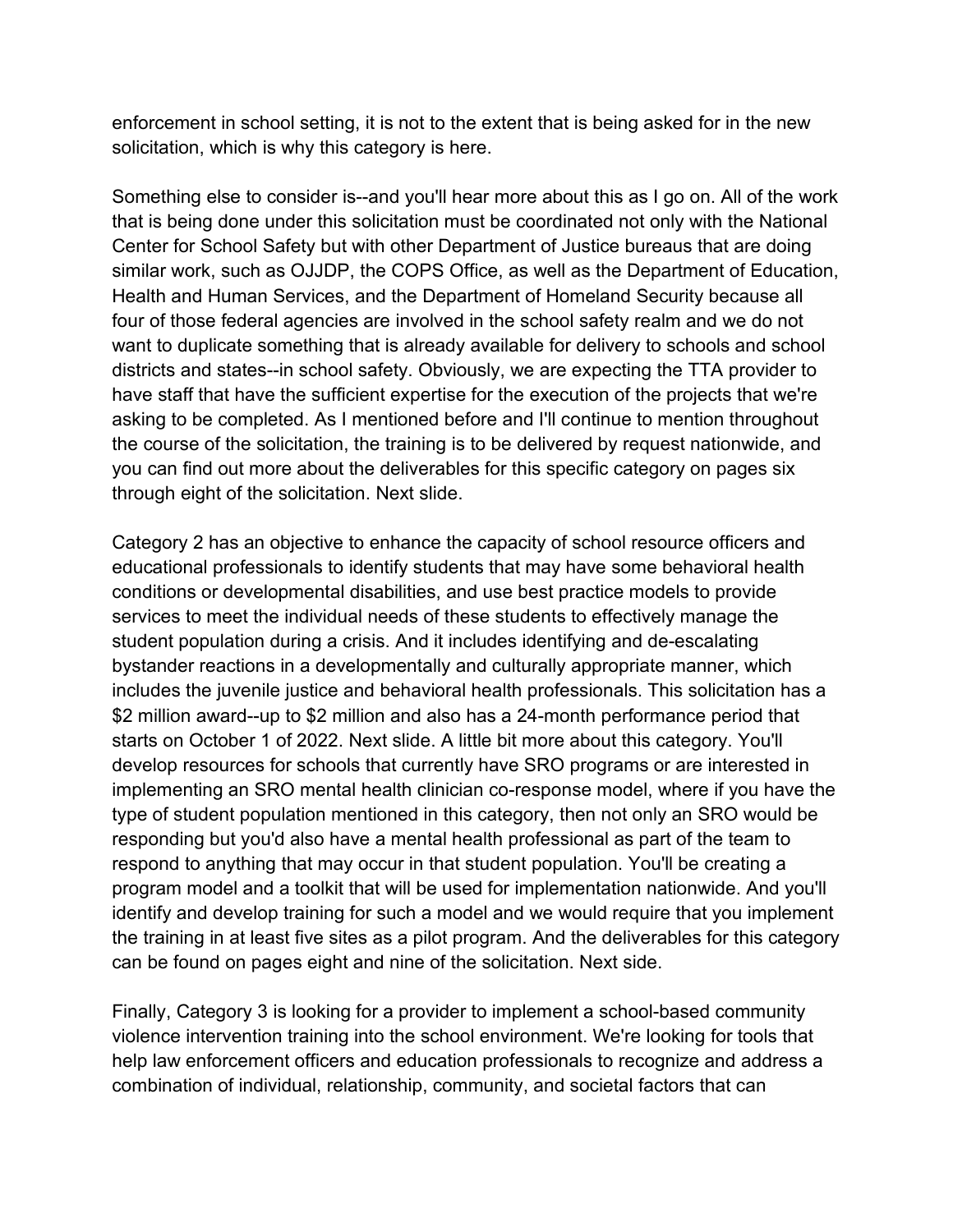enforcement in school setting, it is not to the extent that is being asked for in the new solicitation, which is why this category is here.

Something else to consider is--and you'll hear more about this as I go on. All of the work that is being done under this solicitation must be coordinated not only with the National Center for School Safety but with other Department of Justice bureaus that are doing similar work, such as OJJDP, the COPS Office, as well as the Department of Education, Health and Human Services, and the Department of Homeland Security because all four of those federal agencies are involved in the school safety realm and we do not want to duplicate something that is already available for delivery to schools and school districts and states--in school safety. Obviously, we are expecting the TTA provider to have staff that have the sufficient expertise for the execution of the projects that we're asking to be completed. As I mentioned before and I'll continue to mention throughout the course of the solicitation, the training is to be delivered by request nationwide, and you can find out more about the deliverables for this specific category on pages six through eight of the solicitation. Next slide.

Category 2 has an objective to enhance the capacity of school resource officers and educational professionals to identify students that may have some behavioral health conditions or developmental disabilities, and use best practice models to provide services to meet the individual needs of these students to effectively manage the student population during a crisis. And it includes identifying and de-escalating bystander reactions in a developmentally and culturally appropriate manner, which includes the juvenile justice and behavioral health professionals. This solicitation has a $2 million award--up to $2 million and also has a 24-month performance period that starts on October 1 of 2022. Next slide. A little bit more about this category. You'll develop resources for schools that currently have SRO programs or are interested in implementing an SRO mental health clinician co-response model, where if you have the type of student population mentioned in this category, then not only an SRO would be responding but you'd also have a mental health professional as part of the team to respond to anything that may occur in that student population. You'll be creating a program model and a toolkit that will be used for implementation nationwide. And you'll identify and develop training for such a model and we would require that you implement the training in at least five sites as a pilot program. And the deliverables for this category can be found on pages eight and nine of the solicitation. Next side.

Finally, Category 3 is looking for a provider to implement a school-based community violence intervention training into the school environment. We're looking for tools that help law enforcement officers and education professionals to recognize and address a combination of individual, relationship, community, and societal factors that can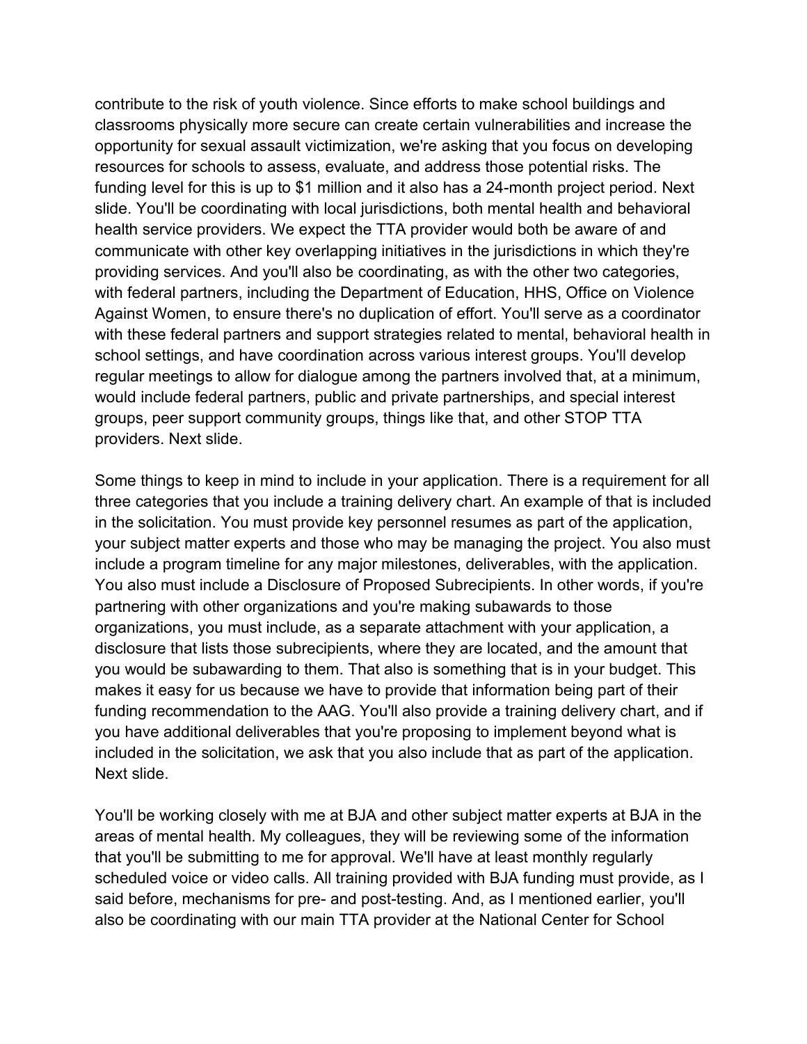contribute to the risk of youth violence. Since efforts to make school buildings and classrooms physically more secure can create certain vulnerabilities and increase the opportunity for sexual assault victimization, we're asking that you focus on developing resources for schools to assess, evaluate, and address those potential risks. The funding level for this is up to $1 million and it also has a 24-month project period. Next slide. You'll be coordinating with local jurisdictions, both mental health and behavioral health service providers. We expect the TTA provider would both be aware of and communicate with other key overlapping initiatives in the jurisdictions in which they're providing services. And you'll also be coordinating, as with the other two categories, with federal partners, including the Department of Education, HHS, Office on Violence Against Women, to ensure there's no duplication of effort. You'll serve as a coordinator with these federal partners and support strategies related to mental, behavioral health in school settings, and have coordination across various interest groups. You'll develop regular meetings to allow for dialogue among the partners involved that, at a minimum, would include federal partners, public and private partnerships, and special interest groups, peer support community groups, things like that, and other STOP TTA providers. Next slide.

Some things to keep in mind to include in your application. There is a requirement for all three categories that you include a training delivery chart. An example of that is included in the solicitation. You must provide key personnel resumes as part of the application, your subject matter experts and those who may be managing the project. You also must include a program timeline for any major milestones, deliverables, with the application. You also must include a Disclosure of Proposed Subrecipients. In other words, if you're partnering with other organizations and you're making subawards to those organizations, you must include, as a separate attachment with your application, a disclosure that lists those subrecipients, where they are located, and the amount that you would be subawarding to them. That also is something that is in your budget. This makes it easy for us because we have to provide that information being part of their funding recommendation to the AAG. You'll also provide a training delivery chart, and if you have additional deliverables that you're proposing to implement beyond what is included in the solicitation, we ask that you also include that as part of the application. Next slide.

You'll be working closely with me at BJA and other subject matter experts at BJA in the areas of mental health. My colleagues, they will be reviewing some of the information that you'll be submitting to me for approval. We'll have at least monthly regularly scheduled voice or video calls. All training provided with BJA funding must provide, as I said before, mechanisms for pre- and post-testing. And, as I mentioned earlier, you'll also be coordinating with our main TTA provider at the National Center for School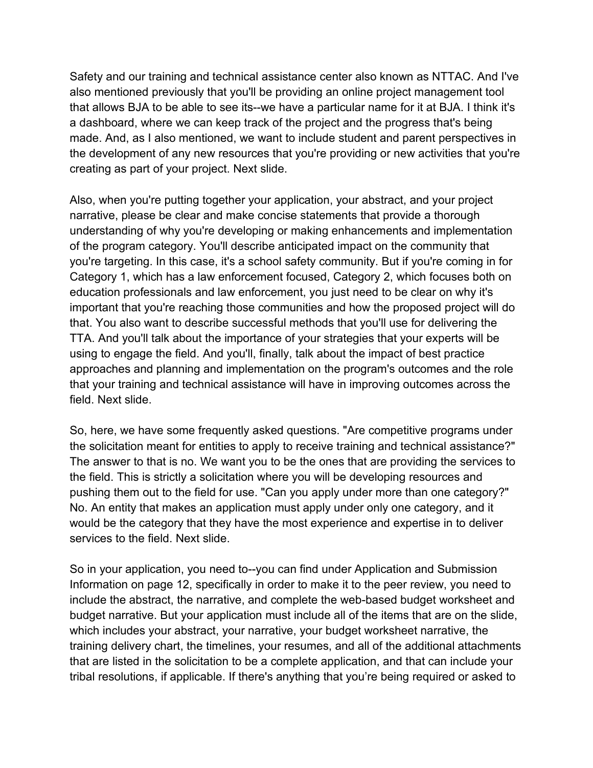Safety and our training and technical assistance center also known as NTTAC. And I've also mentioned previously that you'll be providing an online project management tool that allows BJA to be able to see its--we have a particular name for it at BJA. I think it's a dashboard, where we can keep track of the project and the progress that's being made. And, as I also mentioned, we want to include student and parent perspectives in the development of any new resources that you're providing or new activities that you're creating as part of your project. Next slide.

Also, when you're putting together your application, your abstract, and your project narrative, please be clear and make concise statements that provide a thorough understanding of why you're developing or making enhancements and implementation of the program category. You'll describe anticipated impact on the community that you're targeting. In this case, it's a school safety community. But if you're coming in for Category 1, which has a law enforcement focused, Category 2, which focuses both on education professionals and law enforcement, you just need to be clear on why it's important that you're reaching those communities and how the proposed project will do that. You also want to describe successful methods that you'll use for delivering the TTA. And you'll talk about the importance of your strategies that your experts will be using to engage the field. And you'll, finally, talk about the impact of best practice approaches and planning and implementation on the program's outcomes and the role that your training and technical assistance will have in improving outcomes across the field. Next slide.

So, here, we have some frequently asked questions. "Are competitive programs under the solicitation meant for entities to apply to receive training and technical assistance?" The answer to that is no. We want you to be the ones that are providing the services to the field. This is strictly a solicitation where you will be developing resources and pushing them out to the field for use. "Can you apply under more than one category?" No. An entity that makes an application must apply under only one category, and it would be the category that they have the most experience and expertise in to deliver services to the field. Next slide.

So in your application, you need to--you can find under Application and Submission Information on page 12, specifically in order to make it to the peer review, you need to include the abstract, the narrative, and complete the web-based budget worksheet and budget narrative. But your application must include all of the items that are on the slide, which includes your abstract, your narrative, your budget worksheet narrative, the training delivery chart, the timelines, your resumes, and all of the additional attachments that are listed in the solicitation to be a complete application, and that can include your tribal resolutions, if applicable. If there's anything that you're being required or asked to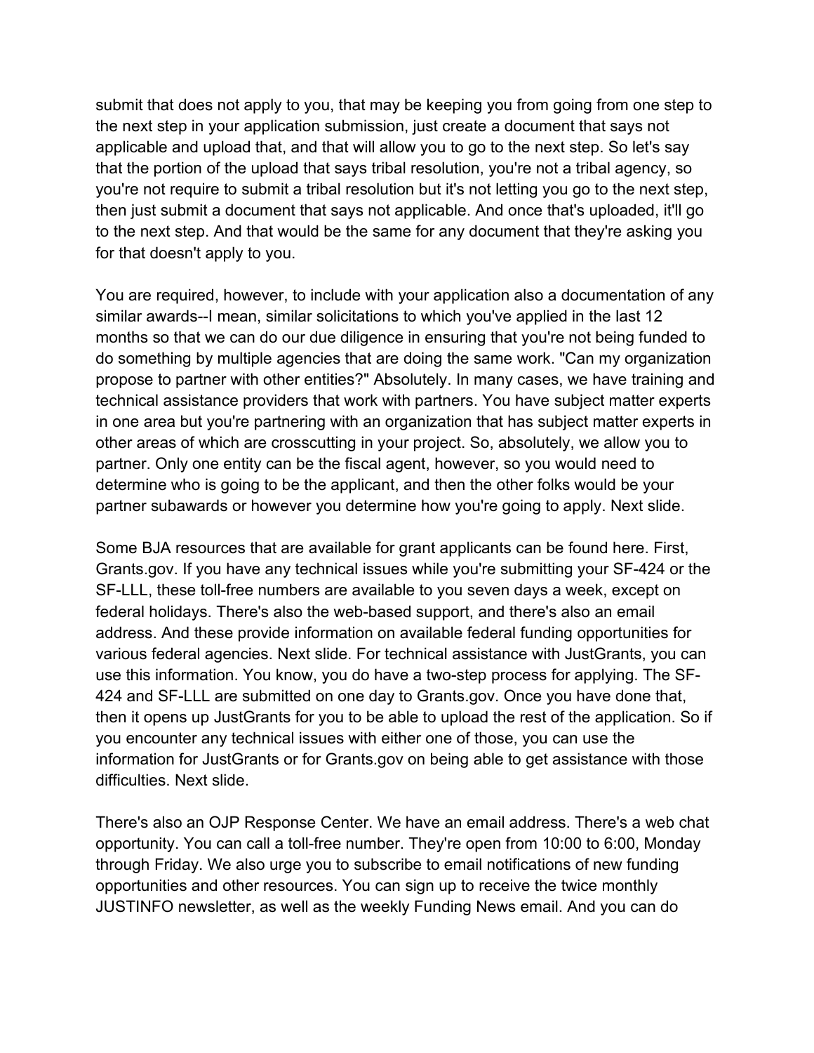submit that does not apply to you, that may be keeping you from going from one step to the next step in your application submission, just create a document that says not applicable and upload that, and that will allow you to go to the next step. So let's say that the portion of the upload that says tribal resolution, you're not a tribal agency, so you're not require to submit a tribal resolution but it's not letting you go to the next step, then just submit a document that says not applicable. And once that's uploaded, it'll go to the next step. And that would be the same for any document that they're asking you for that doesn't apply to you.

You are required, however, to include with your application also a documentation of any similar awards--I mean, similar solicitations to which you've applied in the last 12 months so that we can do our due diligence in ensuring that you're not being funded to do something by multiple agencies that are doing the same work. "Can my organization propose to partner with other entities?" Absolutely. In many cases, we have training and technical assistance providers that work with partners. You have subject matter experts in one area but you're partnering with an organization that has subject matter experts in other areas of which are crosscutting in your project. So, absolutely, we allow you to partner. Only one entity can be the fiscal agent, however, so you would need to determine who is going to be the applicant, and then the other folks would be your partner subawards or however you determine how you're going to apply. Next slide.

Some BJA resources that are available for grant applicants can be found here. First, Grants.gov. If you have any technical issues while you're submitting your SF-424 or the SF-LLL, these toll-free numbers are available to you seven days a week, except on federal holidays. There's also the web-based support, and there's also an email address. And these provide information on available federal funding opportunities for various federal agencies. Next slide. For technical assistance with JustGrants, you can use this information. You know, you do have a two-step process for applying. The SF-424 and SF-LLL are submitted on one day to Grants.gov. Once you have done that, then it opens up JustGrants for you to be able to upload the rest of the application. So if you encounter any technical issues with either one of those, you can use the information for JustGrants or for Grants.gov on being able to get assistance with those difficulties. Next slide.

There's also an OJP Response Center. We have an email address. There's a web chat opportunity. You can call a toll-free number. They're open from 10:00 to 6:00, Monday through Friday. We also urge you to subscribe to email notifications of new funding opportunities and other resources. You can sign up to receive the twice monthly JUSTINFO newsletter, as well as the weekly Funding News email. And you can do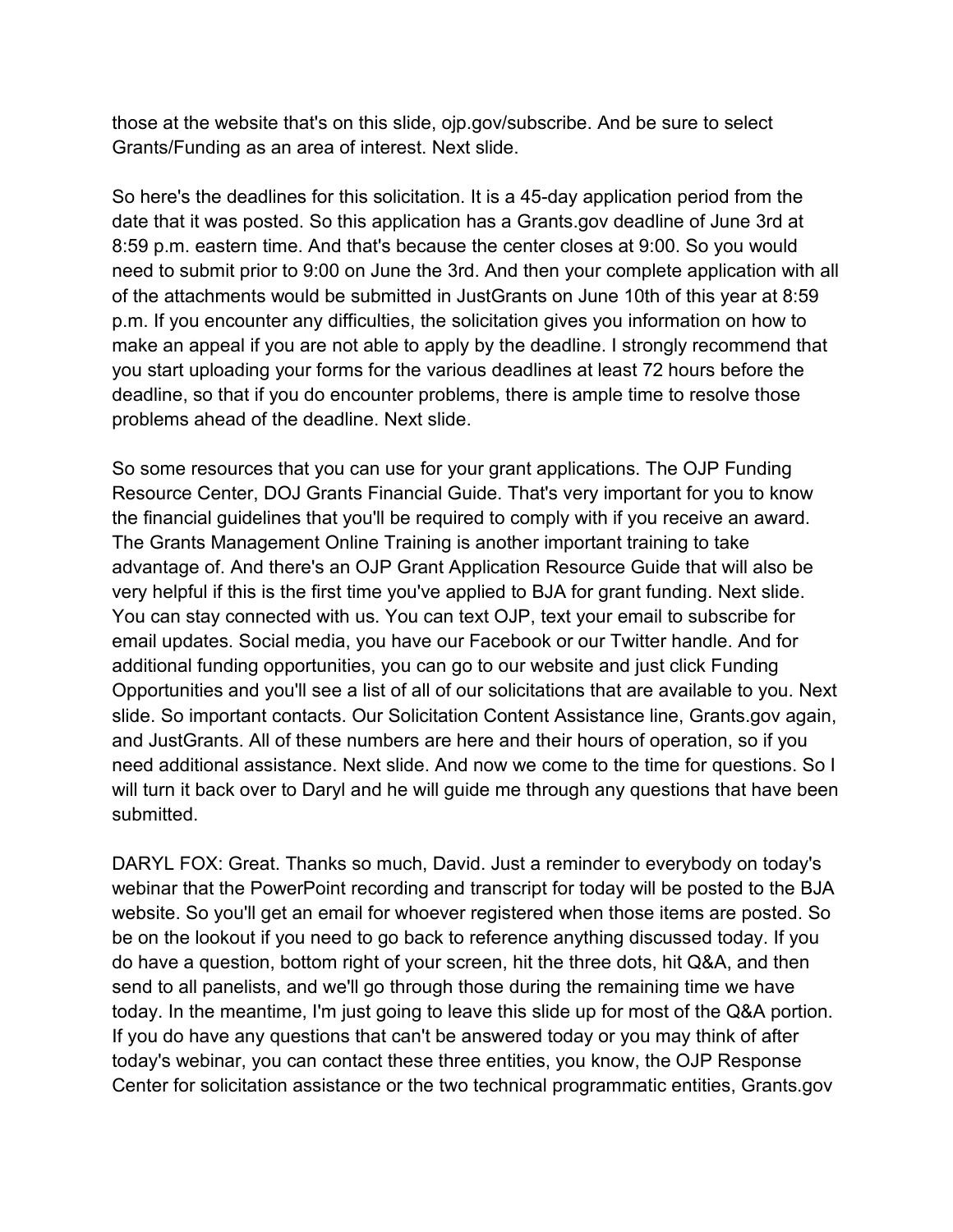those at the website that's on this slide, ojp.gov/subscribe. And be sure to select Grants/Funding as an area of interest. Next slide.

So here's the deadlines for this solicitation. It is a 45-day application period from the date that it was posted. So this application has a Grants.gov deadline of June 3rd at 8:59 p.m. eastern time. And that's because the center closes at 9:00. So you would need to submit prior to 9:00 on June the 3rd. And then your complete application with all of the attachments would be submitted in JustGrants on June 10th of this year at 8:59 p.m. If you encounter any difficulties, the solicitation gives you information on how to make an appeal if you are not able to apply by the deadline. I strongly recommend that you start uploading your forms for the various deadlines at least 72 hours before the deadline, so that if you do encounter problems, there is ample time to resolve those problems ahead of the deadline. Next slide.

So some resources that you can use for your grant applications. The OJP Funding Resource Center, DOJ Grants Financial Guide. That's very important for you to know the financial guidelines that you'll be required to comply with if you receive an award. The Grants Management Online Training is another important training to take advantage of. And there's an OJP Grant Application Resource Guide that will also be very helpful if this is the first time you've applied to BJA for grant funding. Next slide. You can stay connected with us. You can text OJP, text your email to subscribe for email updates. Social media, you have our Facebook or our Twitter handle. And for additional funding opportunities, you can go to our website and just click Funding Opportunities and you'll see a list of all of our solicitations that are available to you. Next slide. So important contacts. Our Solicitation Content Assistance line, Grants.gov again, and JustGrants. All of these numbers are here and their hours of operation, so if you need additional assistance. Next slide. And now we come to the time for questions. So I will turn it back over to Daryl and he will guide me through any questions that have been submitted.

DARYL FOX: Great. Thanks so much, David. Just a reminder to everybody on today's webinar that the PowerPoint recording and transcript for today will be posted to the BJA website. So you'll get an email for whoever registered when those items are posted. So be on the lookout if you need to go back to reference anything discussed today. If you do have a question, bottom right of your screen, hit the three dots, hit Q&A, and then send to all panelists, and we'll go through those during the remaining time we have today. In the meantime, I'm just going to leave this slide up for most of the Q&A portion. If you do have any questions that can't be answered today or you may think of after today's webinar, you can contact these three entities, you know, the OJP Response Center for solicitation assistance or the two technical programmatic entities, Grants.gov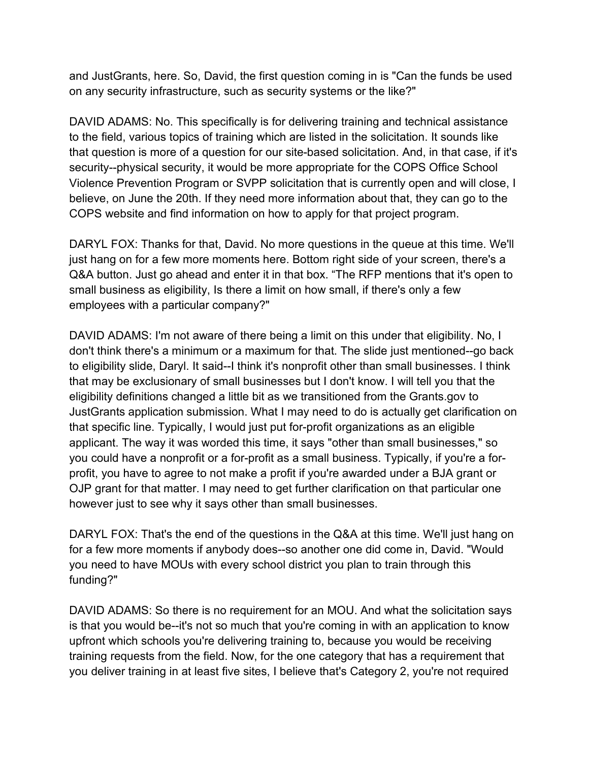and JustGrants, here. So, David, the first question coming in is "Can the funds be used on any security infrastructure, such as security systems or the like?"

DAVID ADAMS: No. This specifically is for delivering training and technical assistance to the field, various topics of training which are listed in the solicitation. It sounds like that question is more of a question for our site-based solicitation. And, in that case, if it's security--physical security, it would be more appropriate for the COPS Office School Violence Prevention Program or SVPP solicitation that is currently open and will close, I believe, on June the 20th. If they need more information about that, they can go to the COPS website and find information on how to apply for that project program.

DARYL FOX: Thanks for that, David. No more questions in the queue at this time. We'll just hang on for a few more moments here. Bottom right side of your screen, there's a Q&A button. Just go ahead and enter it in that box. “The RFP mentions that it's open to small business as eligibility, Is there a limit on how small, if there's only a few employees with a particular company?"

DAVID ADAMS: I'm not aware of there being a limit on this under that eligibility. No, I don't think there's a minimum or a maximum for that. The slide just mentioned--go back to eligibility slide, Daryl. It said--I think it's nonprofit other than small businesses. I think that may be exclusionary of small businesses but I don't know. I will tell you that the eligibility definitions changed a little bit as we transitioned from the Grants.gov to JustGrants application submission. What I may need to do is actually get clarification on that specific line. Typically, I would just put for-profit organizations as an eligible applicant. The way it was worded this time, it says "other than small businesses," so you could have a nonprofit or a for-profit as a small business. Typically, if you're a for-profit, you have to agree to not make a profit if you're awarded under a BJA grant or OJP grant for that matter. I may need to get further clarification on that particular one however just to see why it says other than small businesses.

DARYL FOX: That's the end of the questions in the Q&A at this time. We'll just hang on for a few more moments if anybody does--so another one did come in, David. "Would you need to have MOUs with every school district you plan to train through this funding?"

DAVID ADAMS: So there is no requirement for an MOU. And what the solicitation says is that you would be--it's not so much that you're coming in with an application to know upfront which schools you're delivering training to, because you would be receiving training requests from the field. Now, for the one category that has a requirement that you deliver training in at least five sites, I believe that's Category 2, you're not required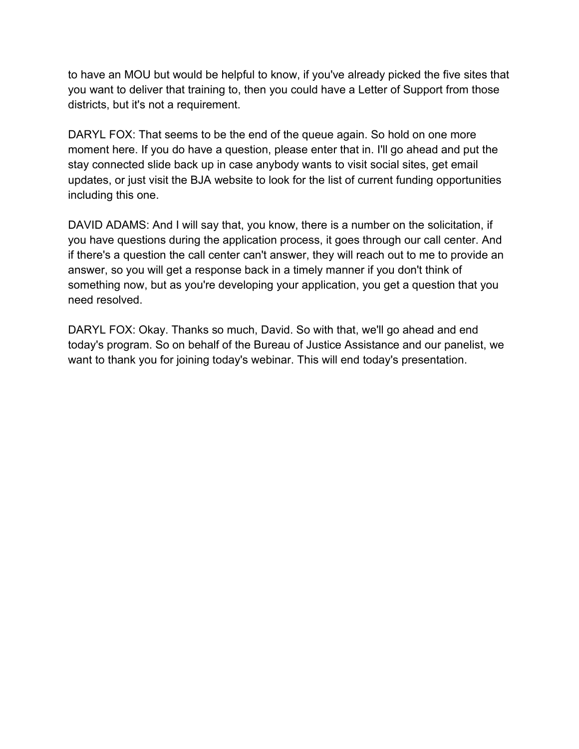to have an MOU but would be helpful to know, if you've already picked the five sites that you want to deliver that training to, then you could have a Letter of Support from those districts, but it's not a requirement.

DARYL FOX: That seems to be the end of the queue again. So hold on one more moment here. If you do have a question, please enter that in. I'll go ahead and put the stay connected slide back up in case anybody wants to visit social sites, get email updates, or just visit the BJA website to look for the list of current funding opportunities including this one.

DAVID ADAMS: And I will say that, you know, there is a number on the solicitation, if you have questions during the application process, it goes through our call center. And if there's a question the call center can't answer, they will reach out to me to provide an answer, so you will get a response back in a timely manner if you don't think of something now, but as you're developing your application, you get a question that you need resolved.

DARYL FOX: Okay. Thanks so much, David. So with that, we'll go ahead and end today's program. So on behalf of the Bureau of Justice Assistance and our panelist, we want to thank you for joining today's webinar. This will end today's presentation.